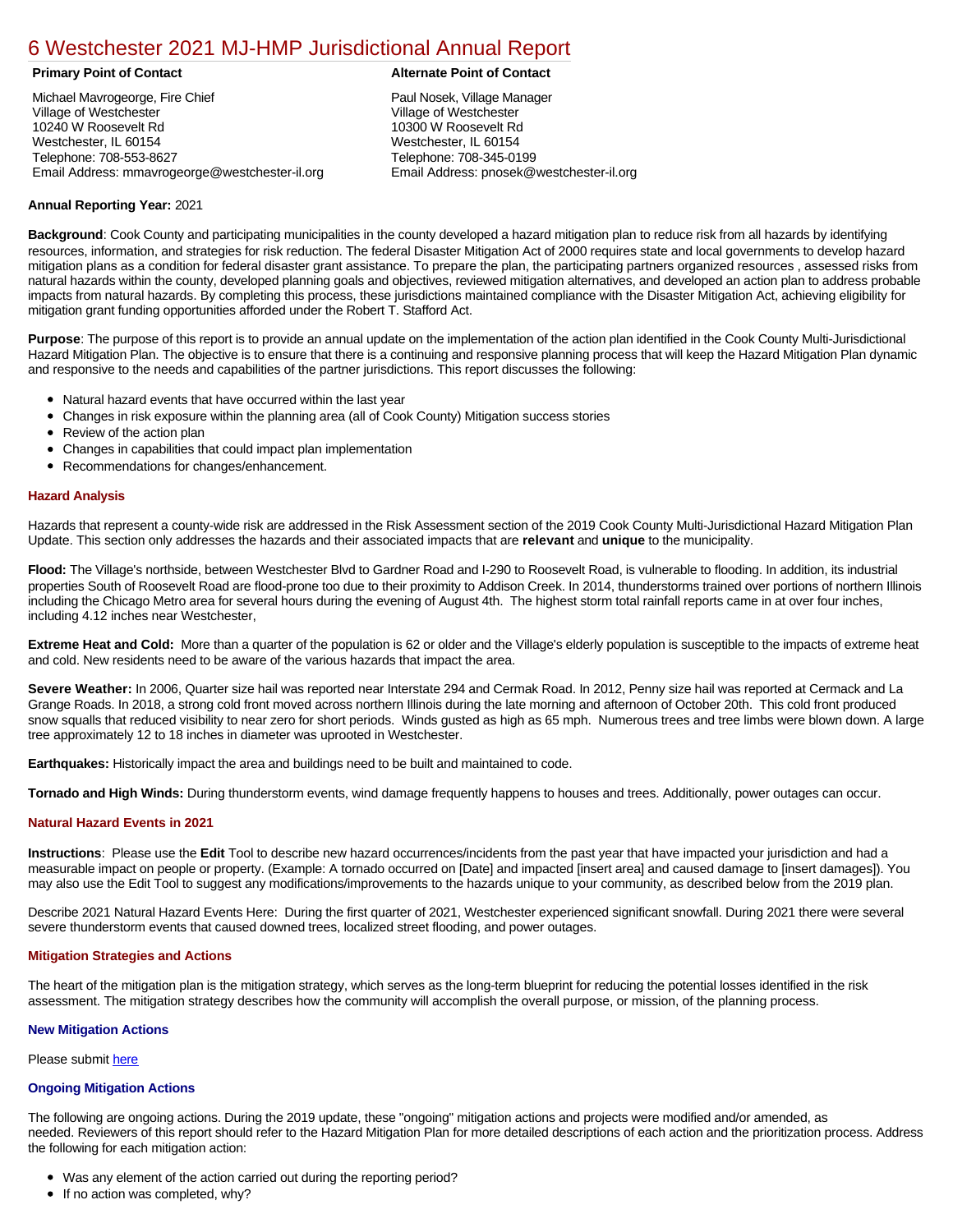# 6 Westchester 2021 MJ-HMP Jurisdictional Annual Report

**Primary Point of Contact**

Michael Mavrogeorge, Fire Chief
Village of Westchester
10240 W Roosevelt Rd
Westchester, IL 60154
Telephone: 708-553-8627
Email Address: mmavrogeorge@westchester-il.org

**Alternate Point of Contact**

Paul Nosek, Village Manager
Village of Westchester
10300 W Roosevelt Rd
Westchester, IL 60154
Telephone: 708-345-0199
Email Address: pnosek@westchester-il.org

**Annual Reporting Year:** 2021

**Background**: Cook County and participating municipalities in the county developed a hazard mitigation plan to reduce risk from all hazards by identifying resources, information, and strategies for risk reduction. The federal Disaster Mitigation Act of 2000 requires state and local governments to develop hazard mitigation plans as a condition for federal disaster grant assistance. To prepare the plan, the participating partners organized resources , assessed risks from natural hazards within the county, developed planning goals and objectives, reviewed mitigation alternatives, and developed an action plan to address probable impacts from natural hazards. By completing this process, these jurisdictions maintained compliance with the Disaster Mitigation Act, achieving eligibility for mitigation grant funding opportunities afforded under the Robert T. Stafford Act.

**Purpose**: The purpose of this report is to provide an annual update on the implementation of the action plan identified in the Cook County Multi-Jurisdictional Hazard Mitigation Plan. The objective is to ensure that there is a continuing and responsive planning process that will keep the Hazard Mitigation Plan dynamic and responsive to the needs and capabilities of the partner jurisdictions. This report discusses the following:

- Natural hazard events that have occurred within the last year
- Changes in risk exposure within the planning area (all of Cook County) Mitigation success stories
- Review of the action plan
- Changes in capabilities that could impact plan implementation
- Recommendations for changes/enhancement.

### Hazard Analysis

Hazards that represent a county-wide risk are addressed in the Risk Assessment section of the 2019 Cook County Multi-Jurisdictional Hazard Mitigation Plan Update. This section only addresses the hazards and their associated impacts that are **relevant** and **unique** to the municipality.

**Flood:** The Village's northside, between Westchester Blvd to Gardner Road and I-290 to Roosevelt Road, is vulnerable to flooding. In addition, its industrial properties South of Roosevelt Road are flood-prone too due to their proximity to Addison Creek. In 2014, thunderstorms trained over portions of northern Illinois including the Chicago Metro area for several hours during the evening of August 4th. The highest storm total rainfall reports came in at over four inches, including 4.12 inches near Westchester,

**Extreme Heat and Cold:** More than a quarter of the population is 62 or older and the Village's elderly population is susceptible to the impacts of extreme heat and cold. New residents need to be aware of the various hazards that impact the area.

**Severe Weather:** In 2006, Quarter size hail was reported near Interstate 294 and Cermak Road. In 2012, Penny size hail was reported at Cermack and La Grange Roads. In 2018, a strong cold front moved across northern Illinois during the late morning and afternoon of October 20th. This cold front produced snow squalls that reduced visibility to near zero for short periods. Winds gusted as high as 65 mph. Numerous trees and tree limbs were blown down. A large tree approximately 12 to 18 inches in diameter was uprooted in Westchester.

**Earthquakes:** Historically impact the area and buildings need to be built and maintained to code.

**Tornado and High Winds:** During thunderstorm events, wind damage frequently happens to houses and trees. Additionally, power outages can occur.

### Natural Hazard Events in 2021

**Instructions**: Please use the **Edit** Tool to describe new hazard occurrences/incidents from the past year that have impacted your jurisdiction and had a measurable impact on people or property. (Example: A tornado occurred on [Date] and impacted [insert area] and caused damage to [insert damages]). You may also use the Edit Tool to suggest any modifications/improvements to the hazards unique to your community, as described below from the 2019 plan.

Describe 2021 Natural Hazard Events Here: During the first quarter of 2021, Westchester experienced significant snowfall. During 2021 there were several severe thunderstorm events that caused downed trees, localized street flooding, and power outages.

### Mitigation Strategies and Actions

The heart of the mitigation plan is the mitigation strategy, which serves as the long-term blueprint for reducing the potential losses identified in the risk assessment. The mitigation strategy describes how the community will accomplish the overall purpose, or mission, of the planning process.

#### New Mitigation Actions

Please submit here

#### Ongoing Mitigation Actions

The following are ongoing actions. During the 2019 update, these "ongoing" mitigation actions and projects were modified and/or amended, as needed. Reviewers of this report should refer to the Hazard Mitigation Plan for more detailed descriptions of each action and the prioritization process. Address the following for each mitigation action:

- Was any element of the action carried out during the reporting period?
- If no action was completed, why?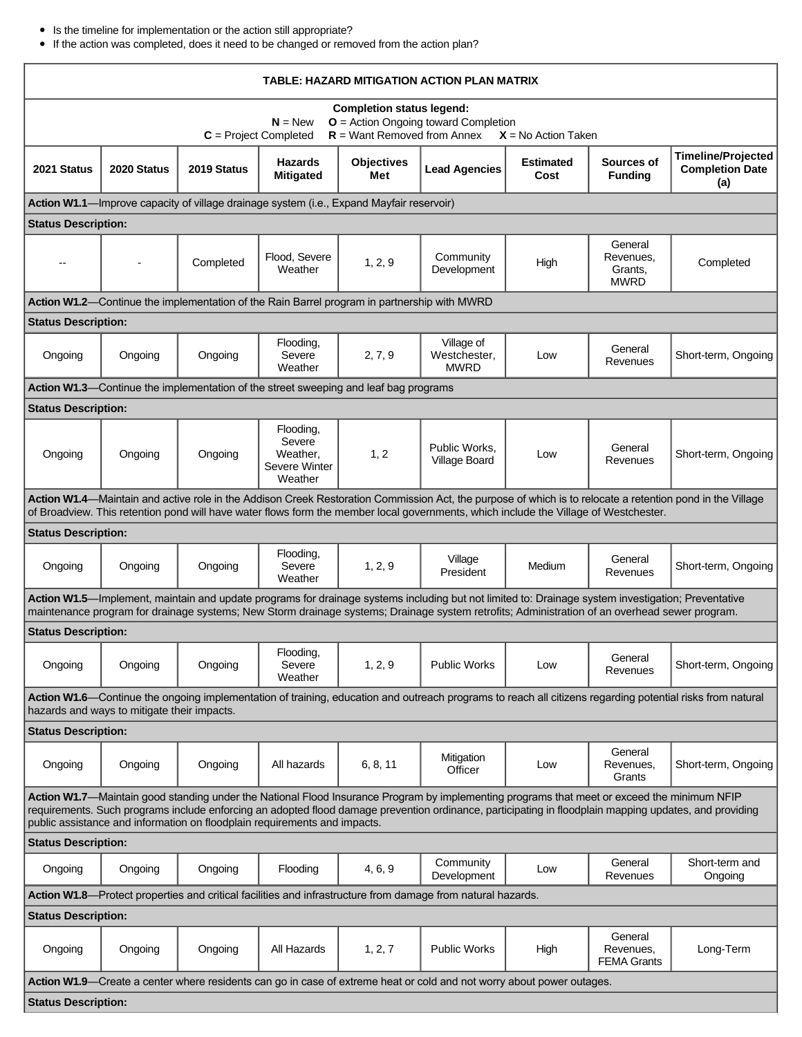- Is the timeline for implementation or the action still appropriate?
- If the action was completed, does it need to be changed or removed from the action plan?

**TABLE: HAZARD MITIGATION ACTION PLAN MATRIX**

**Completion status legend:**
**N** = New **O** = Action Ongoing toward Completion
**C** = Project Completed **R** = Want Removed from Annex **X** = No Action Taken

| 2021 Status | 2020 Status | 2019 Status | Hazards Mitigated | Objectives Met | Lead Agencies | Estimated Cost | Sources of Funding | Timeline/Projected Completion Date (a) |
|---|---|---|---|---|---|---|---|---|
| **Action W1.1**—Improve capacity of village drainage system (i.e., Expand Mayfair reservoir) | | | | | | | | |
| **Status Description:** | | | | | | | | |
| -- | - | Completed | Flood, Severe Weather | 1, 2, 9 | Community Development | High | General Revenues, Grants, MWRD | Completed |
| **Action W1.2**—Continue the implementation of the Rain Barrel program in partnership with MWRD | | | | | | | | |
| **Status Description:** | | | | | | | | |
| Ongoing | Ongoing | Ongoing | Flooding, Severe Weather | 2, 7, 9 | Village of Westchester, MWRD | Low | General Revenues | Short-term, Ongoing |
| **Action W1.3**—Continue the implementation of the street sweeping and leaf bag programs | | | | | | | | |
| **Status Description:** | | | | | | | | |
| Ongoing | Ongoing | Ongoing | Flooding, Severe Weather, Severe Winter Weather | 1, 2 | Public Works, Village Board | Low | General Revenues | Short-term, Ongoing |
| **Action W1.4**—Maintain and active role in the Addison Creek Restoration Commission Act, the purpose of which is to relocate a retention pond in the Village of Broadview. This retention pond will have water flows form the member local governments, which include the Village of Westchester. | | | | | | | | |
| **Status Description:** | | | | | | | | |
| Ongoing | Ongoing | Ongoing | Flooding, Severe Weather | 1, 2, 9 | Village President | Medium | General Revenues | Short-term, Ongoing |
| **Action W1.5**—Implement, maintain and update programs for drainage systems including but not limited to: Drainage system investigation; Preventative maintenance program for drainage systems; New Storm drainage systems; Drainage system retrofits; Administration of an overhead sewer program. | | | | | | | | |
| **Status Description:** | | | | | | | | |
| Ongoing | Ongoing | Ongoing | Flooding, Severe Weather | 1, 2, 9 | Public Works | Low | General Revenues | Short-term, Ongoing |
| **Action W1.6**—Continue the ongoing implementation of training, education and outreach programs to reach all citizens regarding potential risks from natural hazards and ways to mitigate their impacts. | | | | | | | | |
| **Status Description:** | | | | | | | | |
| Ongoing | Ongoing | Ongoing | All hazards | 6, 8, 11 | Mitigation Officer | Low | General Revenues, Grants | Short-term, Ongoing |
| **Action W1.7**—Maintain good standing under the National Flood Insurance Program by implementing programs that meet or exceed the minimum NFIP requirements. Such programs include enforcing an adopted flood damage prevention ordinance, participating in floodplain mapping updates, and providing public assistance and information on floodplain requirements and impacts. | | | | | | | | |
| **Status Description:** | | | | | | | | |
| Ongoing | Ongoing | Ongoing | Flooding | 4, 6, 9 | Community Development | Low | General Revenues | Short-term and Ongoing |
| **Action W1.8**—Protect properties and critical facilities and infrastructure from damage from natural hazards. | | | | | | | | |
| **Status Description:** | | | | | | | | |
| Ongoing | Ongoing | Ongoing | All Hazards | 1, 2, 7 | Public Works | High | General Revenues, FEMA Grants | Long-Term |
| **Action W1.9**—Create a center where residents can go in case of extreme heat or cold and not worry about power outages. | | | | | | | | |
| **Status Description:** | | | | | | | | |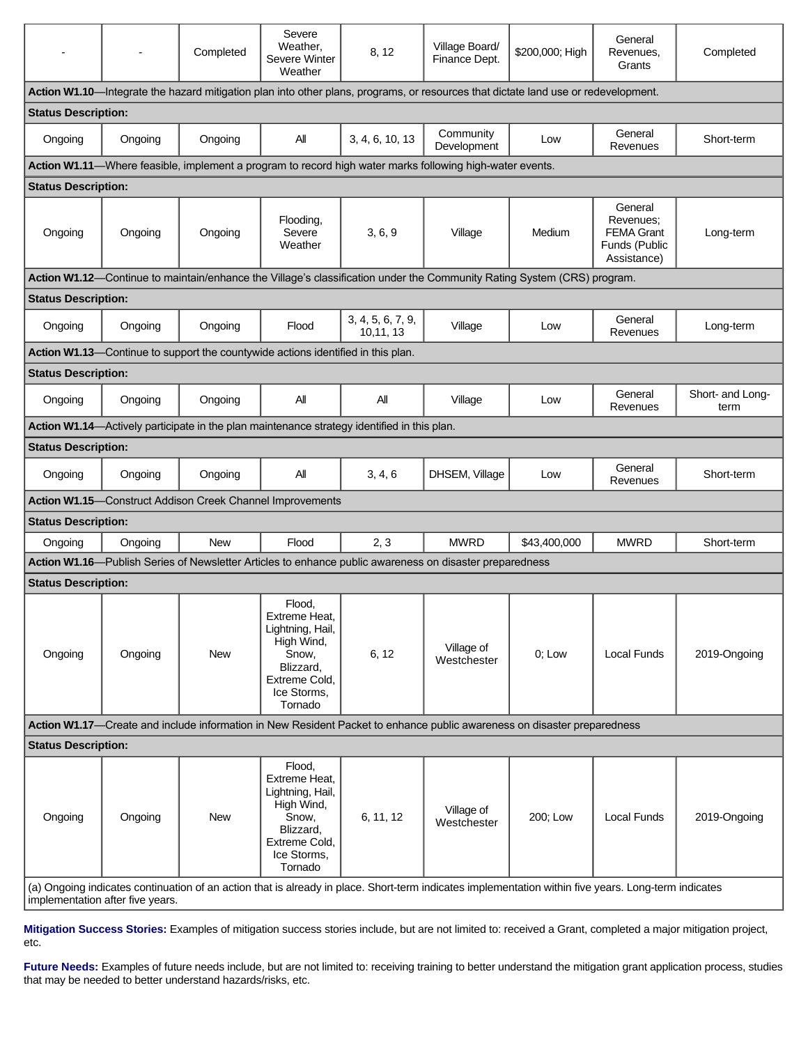| | | | | | | | | |
|---|---|---|---|---|---|---|---|---|
| - | - | Completed | Severe Weather, Severe Winter Weather | 8, 12 | Village Board/ Finance Dept. | $200,000; High | General Revenues, Grants | Completed |
| **Action W1.10**—Integrate the hazard mitigation plan into other plans, programs, or resources that dictate land use or redevelopment. | | | | | | | | |
| **Status Description:** | | | | | | | | |
| Ongoing | Ongoing | Ongoing | All | 3, 4, 6, 10, 13 | Community Development | Low | General Revenues | Short-term |
| **Action W1.11**—Where feasible, implement a program to record high water marks following high-water events. | | | | | | | | |
| **Status Description:** | | | | | | | | |
| Ongoing | Ongoing | Ongoing | Flooding, Severe Weather | 3, 6, 9 | Village | Medium | General Revenues; FEMA Grant Funds (Public Assistance) | Long-term |
| **Action W1.12**—Continue to maintain/enhance the Village's classification under the Community Rating System (CRS) program. | | | | | | | | |
| **Status Description:** | | | | | | | | |
| Ongoing | Ongoing | Ongoing | Flood | 3, 4, 5, 6, 7, 9, 10,11, 13 | Village | Low | General Revenues | Long-term |
| **Action W1.13**—Continue to support the countywide actions identified in this plan. | | | | | | | | |
| **Status Description:** | | | | | | | | |
| Ongoing | Ongoing | Ongoing | All | All | Village | Low | General Revenues | Short- and Long-term |
| **Action W1.14**—Actively participate in the plan maintenance strategy identified in this plan. | | | | | | | | |
| **Status Description:** | | | | | | | | |
| Ongoing | Ongoing | Ongoing | All | 3, 4, 6 | DHSEM, Village | Low | General Revenues | Short-term |
| **Action W1.15**—Construct Addison Creek Channel Improvements | | | | | | | | |
| **Status Description:** | | | | | | | | |
| Ongoing | Ongoing | New | Flood | 2, 3 | MWRD | $43,400,000 | MWRD | Short-term |
| **Action W1.16**—Publish Series of Newsletter Articles to enhance public awareness on disaster preparedness | | | | | | | | |
| **Status Description:** | | | | | | | | |
| Ongoing | Ongoing | New | Flood, Extreme Heat, Lightning, Hail, High Wind, Snow, Blizzard, Extreme Cold, Ice Storms, Tornado | 6, 12 | Village of Westchester | 0; Low | Local Funds | 2019-Ongoing |
| **Action W1.17**—Create and include information in New Resident Packet to enhance public awareness on disaster preparedness | | | | | | | | |
| **Status Description:** | | | | | | | | |
| Ongoing | Ongoing | New | Flood, Extreme Heat, Lightning, Hail, High Wind, Snow, Blizzard, Extreme Cold, Ice Storms, Tornado | 6, 11, 12 | Village of Westchester | 200; Low | Local Funds | 2019-Ongoing |
| (a) Ongoing indicates continuation of an action that is already in place. Short-term indicates implementation within five years. Long-term indicates implementation after five years. | | | | | | | | |

**Mitigation Success Stories:** Examples of mitigation success stories include, but are not limited to: received a Grant, completed a major mitigation project, etc.

**Future Needs:** Examples of future needs include, but are not limited to: receiving training to better understand the mitigation grant application process, studies that may be needed to better understand hazards/risks, etc.